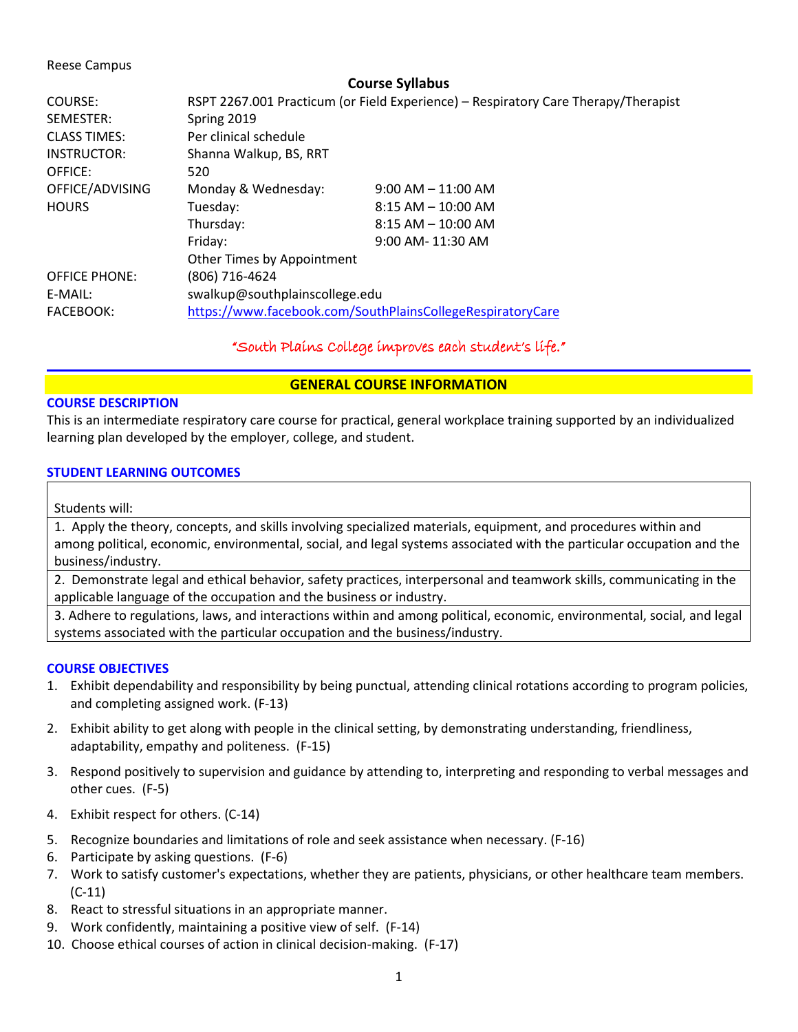Reese Campus

## Course Syllabus

| | | |
|---|---|---|
| COURSE: | RSPT 2267.001 Practicum (or Field Experience) – Respiratory Care Therapy/Therapist | |
| SEMESTER: | Spring 2019 | |
| CLASS TIMES: | Per clinical schedule | |
| INSTRUCTOR: | Shanna Walkup, BS, RRT | |
| OFFICE: | 520 | |
| OFFICE/ADVISING HOURS | Monday & Wednesday: | 9:00 AM – 11:00 AM |
| | Tuesday: | 8:15 AM – 10:00 AM |
| | Thursday: | 8:15 AM – 10:00 AM |
| | Friday: | 9:00 AM- 11:30 AM |
| | Other Times by Appointment | |
| OFFICE PHONE: | (806) 716-4624 | |
| E-MAIL: | swalkup@southplainscollege.edu | |
| FACEBOOK: | https://www.facebook.com/SouthPlainsCollegeRespiratoryCare | |

*"South Plains College improves each student's life."*

## GENERAL COURSE INFORMATION

### COURSE DESCRIPTION

This is an intermediate respiratory care course for practical, general workplace training supported by an individualized learning plan developed by the employer, college, and student.

### STUDENT LEARNING OUTCOMES

| Students will: |
|---|
| 1. Apply the theory, concepts, and skills involving specialized materials, equipment, and procedures within and among political, economic, environmental, social, and legal systems associated with the particular occupation and the business/industry. |
| 2. Demonstrate legal and ethical behavior, safety practices, interpersonal and teamwork skills, communicating in the applicable language of the occupation and the business or industry. |
| 3. Adhere to regulations, laws, and interactions within and among political, economic, environmental, social, and legal systems associated with the particular occupation and the business/industry. |

### COURSE OBJECTIVES

1. Exhibit dependability and responsibility by being punctual, attending clinical rotations according to program policies, and completing assigned work. (F-13)
2. Exhibit ability to get along with people in the clinical setting, by demonstrating understanding, friendliness, adaptability, empathy and politeness. (F-15)
3. Respond positively to supervision and guidance by attending to, interpreting and responding to verbal messages and other cues. (F-5)
4. Exhibit respect for others. (C-14)
5. Recognize boundaries and limitations of role and seek assistance when necessary. (F-16)
6. Participate by asking questions. (F-6)
7. Work to satisfy customer's expectations, whether they are patients, physicians, or other healthcare team members. (C-11)
8. React to stressful situations in an appropriate manner.
9. Work confidently, maintaining a positive view of self. (F-14)
10. Choose ethical courses of action in clinical decision-making. (F-17)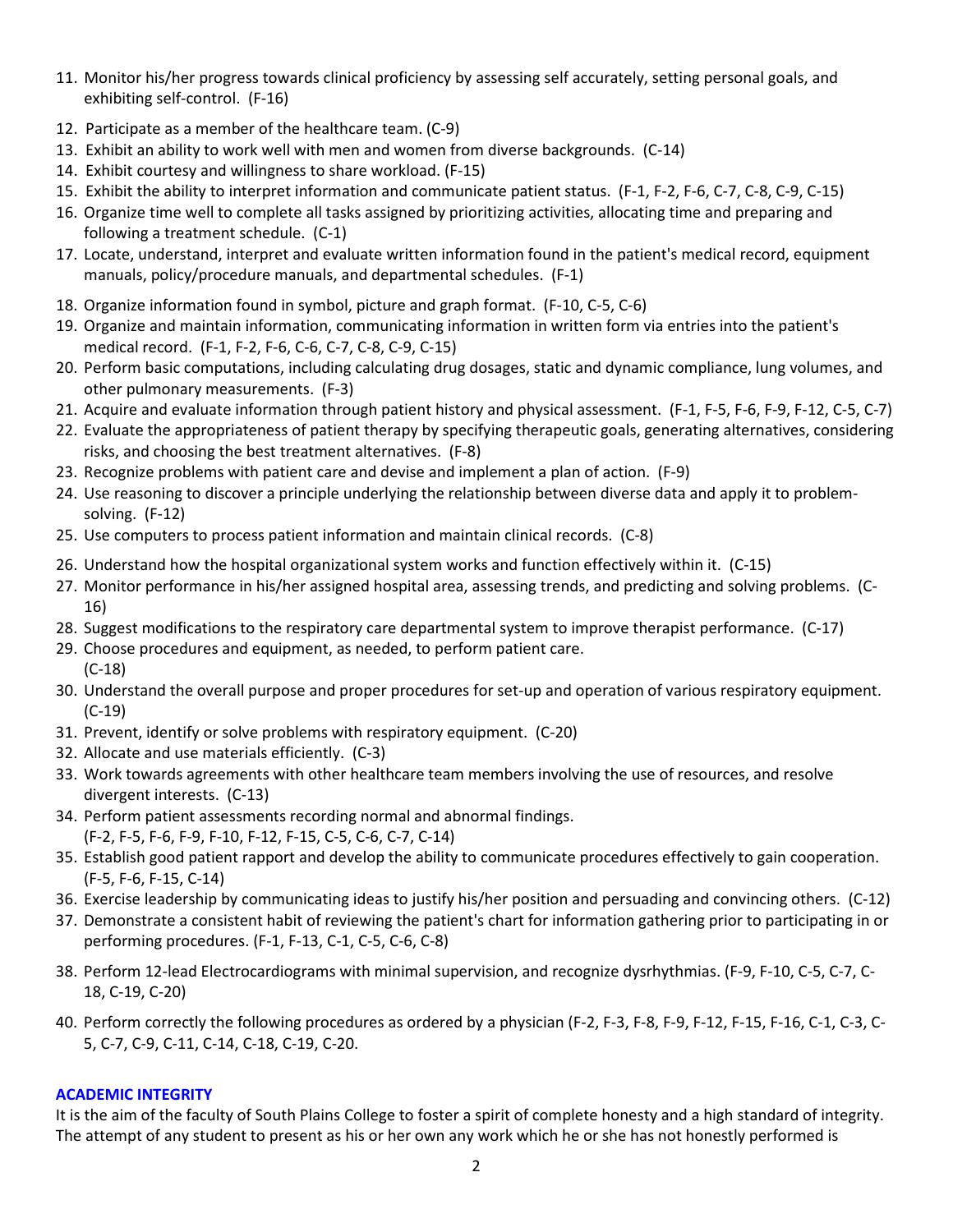11. Monitor his/her progress towards clinical proficiency by assessing self accurately, setting personal goals, and exhibiting self-control. (F-16)
12. Participate as a member of the healthcare team. (C-9)
13. Exhibit an ability to work well with men and women from diverse backgrounds. (C-14)
14. Exhibit courtesy and willingness to share workload. (F-15)
15. Exhibit the ability to interpret information and communicate patient status. (F-1, F-2, F-6, C-7, C-8, C-9, C-15)
16. Organize time well to complete all tasks assigned by prioritizing activities, allocating time and preparing and following a treatment schedule. (C-1)
17. Locate, understand, interpret and evaluate written information found in the patient's medical record, equipment manuals, policy/procedure manuals, and departmental schedules. (F-1)
18. Organize information found in symbol, picture and graph format. (F-10, C-5, C-6)
19. Organize and maintain information, communicating information in written form via entries into the patient's medical record. (F-1, F-2, F-6, C-6, C-7, C-8, C-9, C-15)
20. Perform basic computations, including calculating drug dosages, static and dynamic compliance, lung volumes, and other pulmonary measurements. (F-3)
21. Acquire and evaluate information through patient history and physical assessment. (F-1, F-5, F-6, F-9, F-12, C-5, C-7)
22. Evaluate the appropriateness of patient therapy by specifying therapeutic goals, generating alternatives, considering risks, and choosing the best treatment alternatives. (F-8)
23. Recognize problems with patient care and devise and implement a plan of action. (F-9)
24. Use reasoning to discover a principle underlying the relationship between diverse data and apply it to problem-solving. (F-12)
25. Use computers to process patient information and maintain clinical records. (C-8)
26. Understand how the hospital organizational system works and function effectively within it. (C-15)
27. Monitor performance in his/her assigned hospital area, assessing trends, and predicting and solving problems. (C-16)
28. Suggest modifications to the respiratory care departmental system to improve therapist performance. (C-17)
29. Choose procedures and equipment, as needed, to perform patient care. (C-18)
30. Understand the overall purpose and proper procedures for set-up and operation of various respiratory equipment. (C-19)
31. Prevent, identify or solve problems with respiratory equipment. (C-20)
32. Allocate and use materials efficiently. (C-3)
33. Work towards agreements with other healthcare team members involving the use of resources, and resolve divergent interests. (C-13)
34. Perform patient assessments recording normal and abnormal findings. (F-2, F-5, F-6, F-9, F-10, F-12, F-15, C-5, C-6, C-7, C-14)
35. Establish good patient rapport and develop the ability to communicate procedures effectively to gain cooperation. (F-5, F-6, F-15, C-14)
36. Exercise leadership by communicating ideas to justify his/her position and persuading and convincing others. (C-12)
37. Demonstrate a consistent habit of reviewing the patient's chart for information gathering prior to participating in or performing procedures. (F-1, F-13, C-1, C-5, C-6, C-8)
38. Perform 12-lead Electrocardiograms with minimal supervision, and recognize dysrhythmias. (F-9, F-10, C-5, C-7, C-18, C-19, C-20)

40. Perform correctly the following procedures as ordered by a physician (F-2, F-3, F-8, F-9, F-12, F-15, F-16, C-1, C-3, C-5, C-7, C-9, C-11, C-14, C-18, C-19, C-20.

## ACADEMIC INTEGRITY

It is the aim of the faculty of South Plains College to foster a spirit of complete honesty and a high standard of integrity. The attempt of any student to present as his or her own any work which he or she has not honestly performed is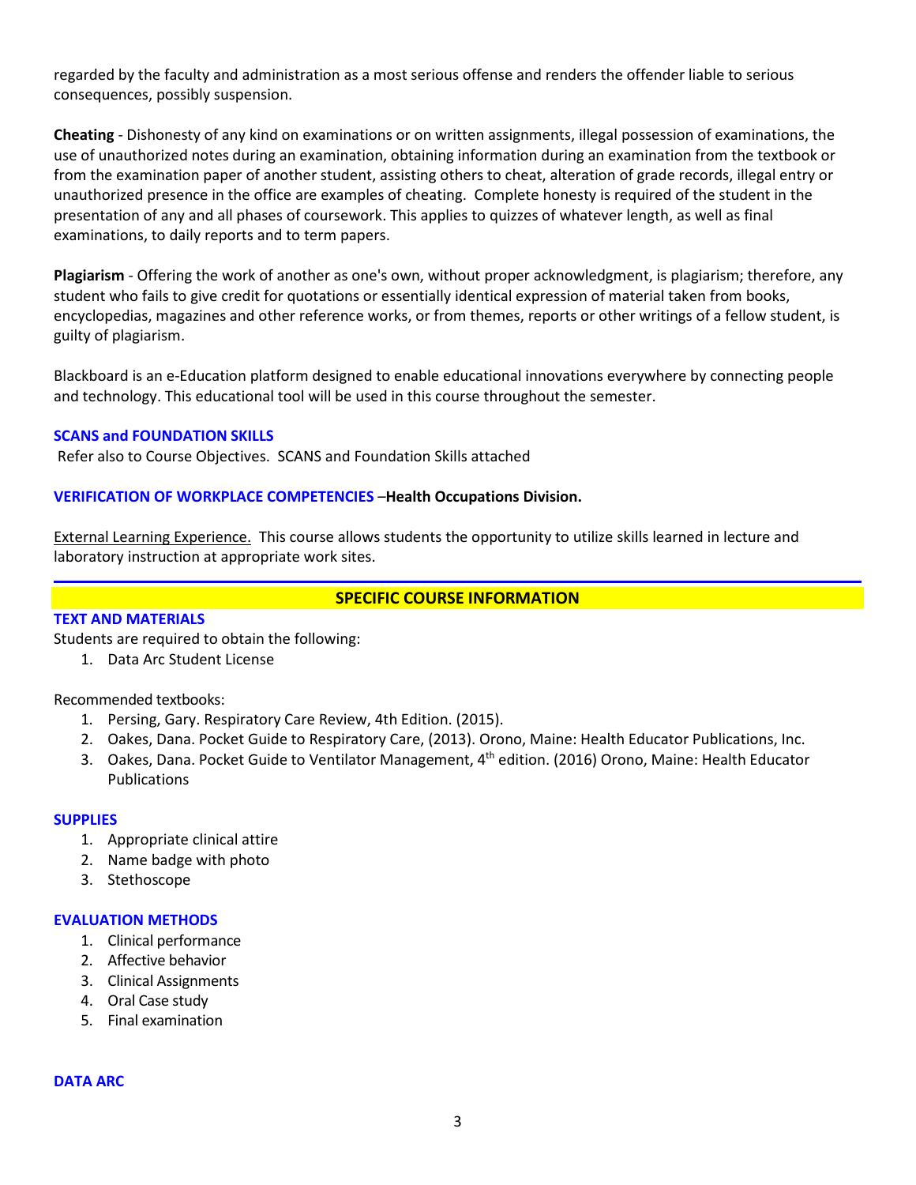regarded by the faculty and administration as a most serious offense and renders the offender liable to serious consequences, possibly suspension.

**Cheating** - Dishonesty of any kind on examinations or on written assignments, illegal possession of examinations, the use of unauthorized notes during an examination, obtaining information during an examination from the textbook or from the examination paper of another student, assisting others to cheat, alteration of grade records, illegal entry or unauthorized presence in the office are examples of cheating. Complete honesty is required of the student in the presentation of any and all phases of coursework. This applies to quizzes of whatever length, as well as final examinations, to daily reports and to term papers.

**Plagiarism** - Offering the work of another as one's own, without proper acknowledgment, is plagiarism; therefore, any student who fails to give credit for quotations or essentially identical expression of material taken from books, encyclopedias, magazines and other reference works, or from themes, reports or other writings of a fellow student, is guilty of plagiarism.

Blackboard is an e-Education platform designed to enable educational innovations everywhere by connecting people and technology. This educational tool will be used in this course throughout the semester.

### SCANS and FOUNDATION SKILLS

Refer also to Course Objectives. SCANS and Foundation Skills attached

### VERIFICATION OF WORKPLACE COMPETENCIES –**Health Occupations Division.**

External Learning Experience. This course allows students the opportunity to utilize skills learned in lecture and laboratory instruction at appropriate work sites.

## SPECIFIC COURSE INFORMATION

### TEXT AND MATERIALS

Students are required to obtain the following:

1. Data Arc Student License

Recommended textbooks:

1. Persing, Gary. Respiratory Care Review, 4th Edition. (2015).
2. Oakes, Dana. Pocket Guide to Respiratory Care, (2013). Orono, Maine: Health Educator Publications, Inc.
3. Oakes, Dana. Pocket Guide to Ventilator Management, 4th edition. (2016) Orono, Maine: Health Educator Publications

### SUPPLIES

1. Appropriate clinical attire
2. Name badge with photo
3. Stethoscope

### EVALUATION METHODS

1. Clinical performance
2. Affective behavior
3. Clinical Assignments
4. Oral Case study
5. Final examination

### DATA ARC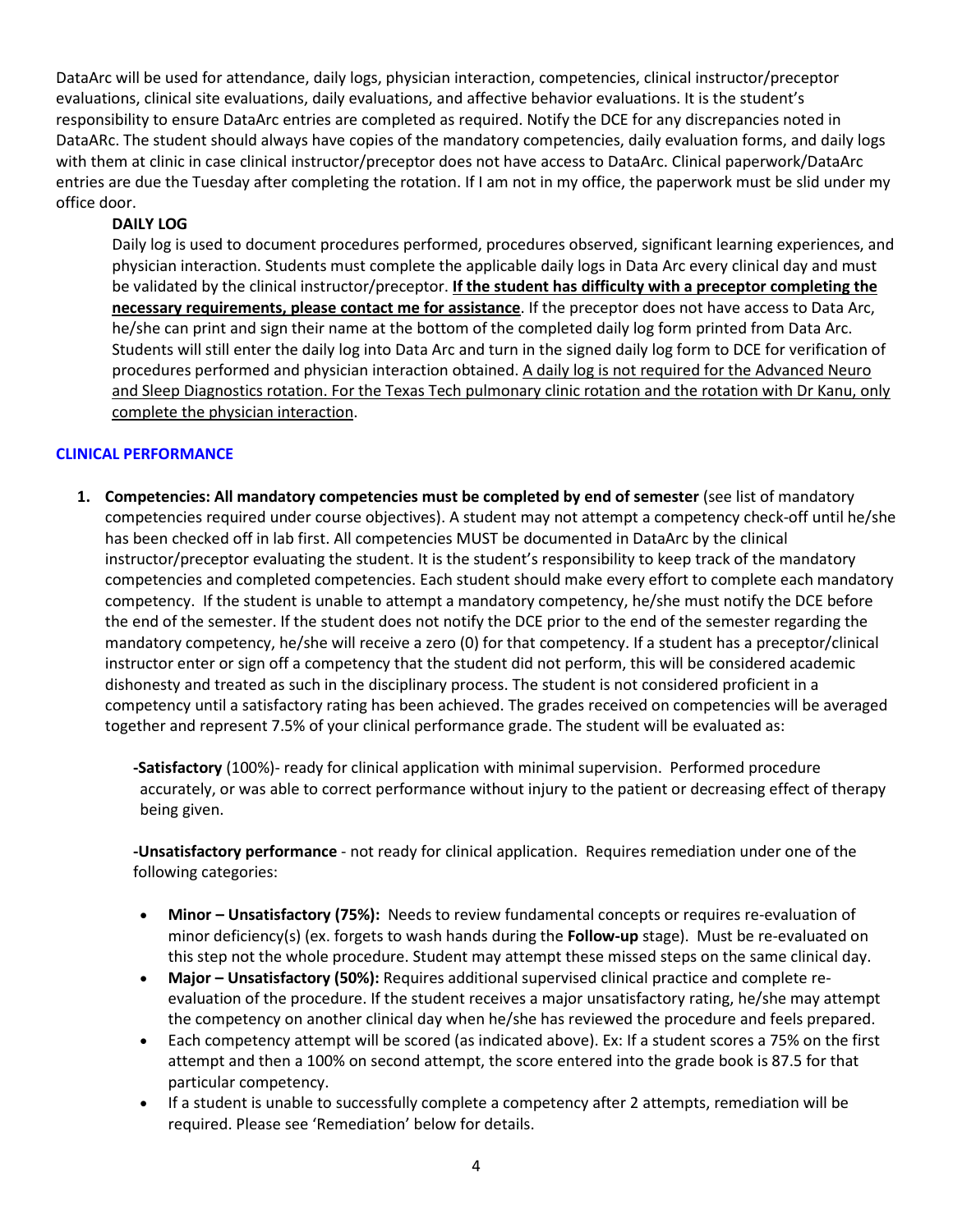DataArc will be used for attendance, daily logs, physician interaction, competencies, clinical instructor/preceptor evaluations, clinical site evaluations, daily evaluations, and affective behavior evaluations. It is the student's responsibility to ensure DataArc entries are completed as required. Notify the DCE for any discrepancies noted in DataARc. The student should always have copies of the mandatory competencies, daily evaluation forms, and daily logs with them at clinic in case clinical instructor/preceptor does not have access to DataArc. Clinical paperwork/DataArc entries are due the Tuesday after completing the rotation. If I am not in my office, the paperwork must be slid under my office door.

**DAILY LOG**

Daily log is used to document procedures performed, procedures observed, significant learning experiences, and physician interaction. Students must complete the applicable daily logs in Data Arc every clinical day and must be validated by the clinical instructor/preceptor. **If the student has difficulty with a preceptor completing the necessary requirements, please contact me for assistance**. If the preceptor does not have access to Data Arc, he/she can print and sign their name at the bottom of the completed daily log form printed from Data Arc. Students will still enter the daily log into Data Arc and turn in the signed daily log form to DCE for verification of procedures performed and physician interaction obtained. A daily log is not required for the Advanced Neuro and Sleep Diagnostics rotation. For the Texas Tech pulmonary clinic rotation and the rotation with Dr Kanu, only complete the physician interaction.

## CLINICAL PERFORMANCE

1. **Competencies: All mandatory competencies must be completed by end of semester** (see list of mandatory competencies required under course objectives). A student may not attempt a competency check-off until he/she has been checked off in lab first. All competencies MUST be documented in DataArc by the clinical instructor/preceptor evaluating the student. It is the student's responsibility to keep track of the mandatory competencies and completed competencies. Each student should make every effort to complete each mandatory competency. If the student is unable to attempt a mandatory competency, he/she must notify the DCE before the end of the semester. If the student does not notify the DCE prior to the end of the semester regarding the mandatory competency, he/she will receive a zero (0) for that competency. If a student has a preceptor/clinical instructor enter or sign off a competency that the student did not perform, this will be considered academic dishonesty and treated as such in the disciplinary process. The student is not considered proficient in a competency until a satisfactory rating has been achieved. The grades received on competencies will be averaged together and represent 7.5% of your clinical performance grade. The student will be evaluated as:

   **-Satisfactory** (100%)- ready for clinical application with minimal supervision. Performed procedure accurately, or was able to correct performance without injury to the patient or decreasing effect of therapy being given.

   **-Unsatisfactory performance** - not ready for clinical application. Requires remediation under one of the following categories:

   - **Minor – Unsatisfactory (75%):** Needs to review fundamental concepts or requires re-evaluation of minor deficiency(s) (ex. forgets to wash hands during the **Follow-up** stage). Must be re-evaluated on this step not the whole procedure. Student may attempt these missed steps on the same clinical day.
   - **Major – Unsatisfactory (50%):** Requires additional supervised clinical practice and complete re-evaluation of the procedure. If the student receives a major unsatisfactory rating, he/she may attempt the competency on another clinical day when he/she has reviewed the procedure and feels prepared.
   - Each competency attempt will be scored (as indicated above). Ex: If a student scores a 75% on the first attempt and then a 100% on second attempt, the score entered into the grade book is 87.5 for that particular competency.
   - If a student is unable to successfully complete a competency after 2 attempts, remediation will be required. Please see 'Remediation' below for details.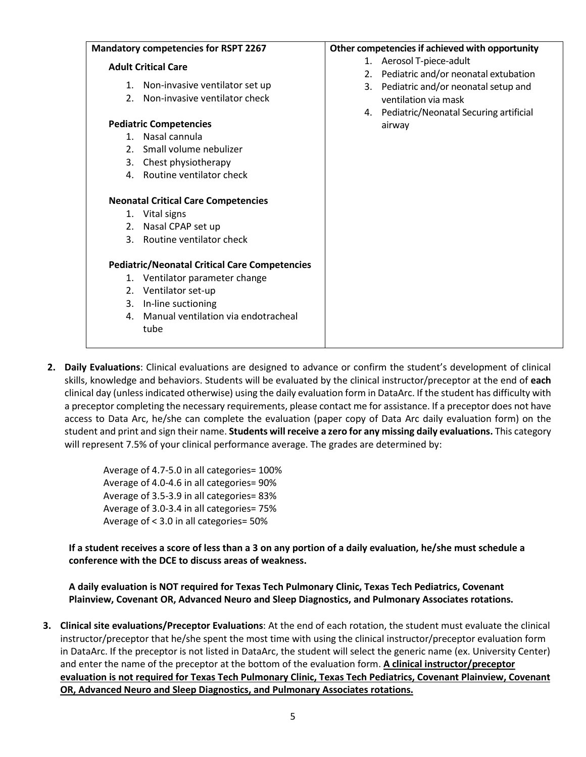| Mandatory competencies for RSPT 2267 | Other competencies if achieved with opportunity |
|---|---|
| **Adult Critical Care**<br>1. Non-invasive ventilator set up<br>2. Non-invasive ventilator check<br><br>**Pediatric Competencies**<br>1. Nasal cannula<br>2. Small volume nebulizer<br>3. Chest physiotherapy<br>4. Routine ventilator check<br><br>**Neonatal Critical Care Competencies**<br>1. Vital signs<br>2. Nasal CPAP set up<br>3. Routine ventilator check<br><br>**Pediatric/Neonatal Critical Care Competencies**<br>1. Ventilator parameter change<br>2. Ventilator set-up<br>3. In-line suctioning<br>4. Manual ventilation via endotracheal tube | 1. Aerosol T-piece-adult<br>2. Pediatric and/or neonatal extubation<br>3. Pediatric and/or neonatal setup and ventilation via mask<br>4. Pediatric/Neonatal Securing artificial airway |

2. **Daily Evaluations**: Clinical evaluations are designed to advance or confirm the student's development of clinical skills, knowledge and behaviors. Students will be evaluated by the clinical instructor/preceptor at the end of **each** clinical day (unless indicated otherwise) using the daily evaluation form in DataArc. If the student has difficulty with a preceptor completing the necessary requirements, please contact me for assistance. If a preceptor does not have access to Data Arc, he/she can complete the evaluation (paper copy of Data Arc daily evaluation form) on the student and print and sign their name. **Students will receive a zero for any missing daily evaluations.** This category will represent 7.5% of your clinical performance average. The grades are determined by:

   Average of 4.7-5.0 in all categories= 100%
   Average of 4.0-4.6 in all categories= 90%
   Average of 3.5-3.9 in all categories= 83%
   Average of 3.0-3.4 in all categories= 75%
   Average of < 3.0 in all categories= 50%

   **If a student receives a score of less than a 3 on any portion of a daily evaluation, he/she must schedule a conference with the DCE to discuss areas of weakness.**

   **A daily evaluation is NOT required for Texas Tech Pulmonary Clinic, Texas Tech Pediatrics, Covenant Plainview, Covenant OR, Advanced Neuro and Sleep Diagnostics, and Pulmonary Associates rotations.**

3. **Clinical site evaluations/Preceptor Evaluations**: At the end of each rotation, the student must evaluate the clinical instructor/preceptor that he/she spent the most time with using the clinical instructor/preceptor evaluation form in DataArc. If the preceptor is not listed in DataArc, the student will select the generic name (ex. University Center) and enter the name of the preceptor at the bottom of the evaluation form. <u>**A clinical instructor/preceptor evaluation is not required for Texas Tech Pulmonary Clinic, Texas Tech Pediatrics, Covenant Plainview, Covenant OR, Advanced Neuro and Sleep Diagnostics, and Pulmonary Associates rotations.**</u>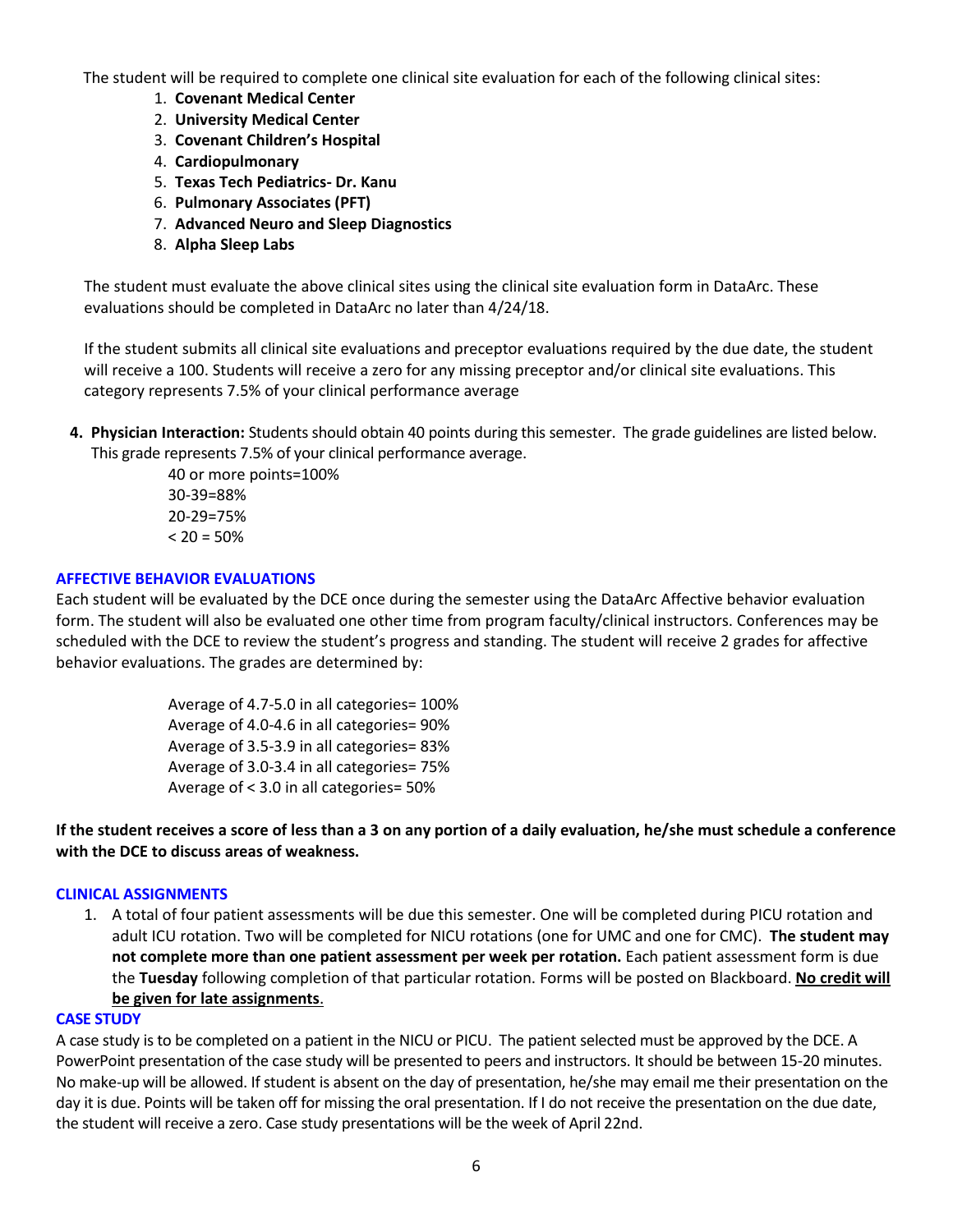The student will be required to complete one clinical site evaluation for each of the following clinical sites:

1. **Covenant Medical Center**
2. **University Medical Center**
3. **Covenant Children's Hospital**
4. **Cardiopulmonary**
5. **Texas Tech Pediatrics- Dr. Kanu**
6. **Pulmonary Associates (PFT)**
7. **Advanced Neuro and Sleep Diagnostics**
8. **Alpha Sleep Labs**

The student must evaluate the above clinical sites using the clinical site evaluation form in DataArc. These evaluations should be completed in DataArc no later than 4/24/18.

If the student submits all clinical site evaluations and preceptor evaluations required by the due date, the student will receive a 100. Students will receive a zero for any missing preceptor and/or clinical site evaluations. This category represents 7.5% of your clinical performance average

4. **Physician Interaction:** Students should obtain 40 points during this semester. The grade guidelines are listed below. This grade represents 7.5% of your clinical performance average.

   40 or more points=100%
   30-39=88%
   20-29=75%
   < 20 = 50%

## AFFECTIVE BEHAVIOR EVALUATIONS

Each student will be evaluated by the DCE once during the semester using the DataArc Affective behavior evaluation form. The student will also be evaluated one other time from program faculty/clinical instructors. Conferences may be scheduled with the DCE to review the student's progress and standing. The student will receive 2 grades for affective behavior evaluations. The grades are determined by:

Average of 4.7-5.0 in all categories= 100%
Average of 4.0-4.6 in all categories= 90%
Average of 3.5-3.9 in all categories= 83%
Average of 3.0-3.4 in all categories= 75%
Average of < 3.0 in all categories= 50%

**If the student receives a score of less than a 3 on any portion of a daily evaluation, he/she must schedule a conference with the DCE to discuss areas of weakness.**

## CLINICAL ASSIGNMENTS

1. A total of four patient assessments will be due this semester. One will be completed during PICU rotation and adult ICU rotation. Two will be completed for NICU rotations (one for UMC and one for CMC). **The student may not complete more than one patient assessment per week per rotation.** Each patient assessment form is due the **Tuesday** following completion of that particular rotation. Forms will be posted on Blackboard. **No credit will be given for late assignments**.

## CASE STUDY

A case study is to be completed on a patient in the NICU or PICU. The patient selected must be approved by the DCE. A PowerPoint presentation of the case study will be presented to peers and instructors. It should be between 15-20 minutes. No make-up will be allowed. If student is absent on the day of presentation, he/she may email me their presentation on the day it is due. Points will be taken off for missing the oral presentation. If I do not receive the presentation on the due date, the student will receive a zero. Case study presentations will be the week of April 22nd.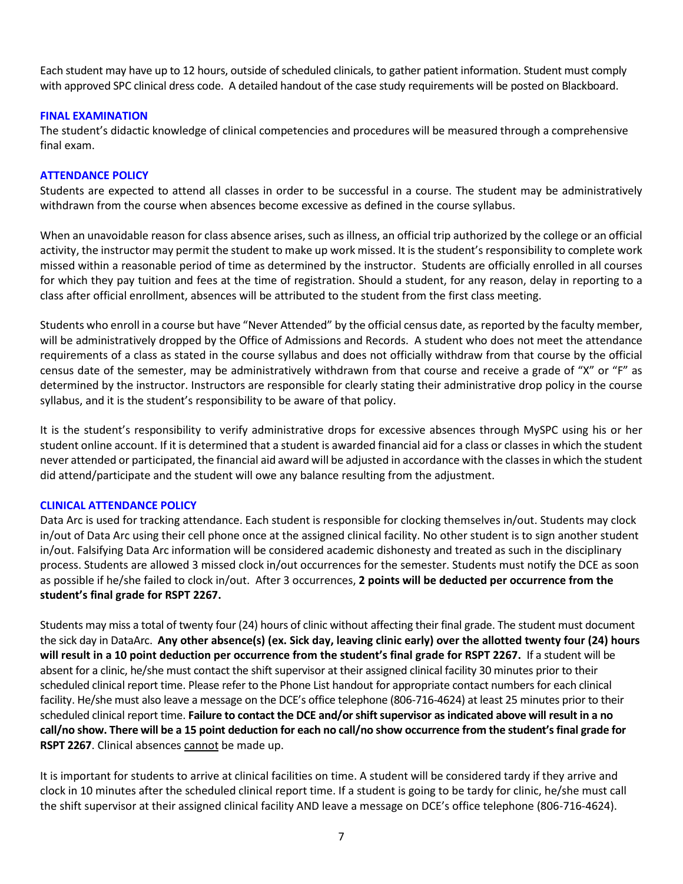Each student may have up to 12 hours, outside of scheduled clinicals, to gather patient information. Student must comply with approved SPC clinical dress code. A detailed handout of the case study requirements will be posted on Blackboard.

### FINAL EXAMINATION

The student's didactic knowledge of clinical competencies and procedures will be measured through a comprehensive final exam.

### ATTENDANCE POLICY

Students are expected to attend all classes in order to be successful in a course. The student may be administratively withdrawn from the course when absences become excessive as defined in the course syllabus.

When an unavoidable reason for class absence arises, such as illness, an official trip authorized by the college or an official activity, the instructor may permit the student to make up work missed. It is the student's responsibility to complete work missed within a reasonable period of time as determined by the instructor. Students are officially enrolled in all courses for which they pay tuition and fees at the time of registration. Should a student, for any reason, delay in reporting to a class after official enrollment, absences will be attributed to the student from the first class meeting.

Students who enroll in a course but have "Never Attended" by the official census date, as reported by the faculty member, will be administratively dropped by the Office of Admissions and Records. A student who does not meet the attendance requirements of a class as stated in the course syllabus and does not officially withdraw from that course by the official census date of the semester, may be administratively withdrawn from that course and receive a grade of "X" or "F" as determined by the instructor. Instructors are responsible for clearly stating their administrative drop policy in the course syllabus, and it is the student's responsibility to be aware of that policy.

It is the student's responsibility to verify administrative drops for excessive absences through MySPC using his or her student online account. If it is determined that a student is awarded financial aid for a class or classes in which the student never attended or participated, the financial aid award will be adjusted in accordance with the classes in which the student did attend/participate and the student will owe any balance resulting from the adjustment.

### CLINICAL ATTENDANCE POLICY

Data Arc is used for tracking attendance. Each student is responsible for clocking themselves in/out. Students may clock in/out of Data Arc using their cell phone once at the assigned clinical facility. No other student is to sign another student in/out. Falsifying Data Arc information will be considered academic dishonesty and treated as such in the disciplinary process. Students are allowed 3 missed clock in/out occurrences for the semester. Students must notify the DCE as soon as possible if he/she failed to clock in/out. After 3 occurrences, **2 points will be deducted per occurrence from the student's final grade for RSPT 2267.**

Students may miss a total of twenty four (24) hours of clinic without affecting their final grade. The student must document the sick day in DataArc. **Any other absence(s) (ex. Sick day, leaving clinic early) over the allotted twenty four (24) hours will result in a 10 point deduction per occurrence from the student's final grade for RSPT 2267.** If a student will be absent for a clinic, he/she must contact the shift supervisor at their assigned clinical facility 30 minutes prior to their scheduled clinical report time. Please refer to the Phone List handout for appropriate contact numbers for each clinical facility. He/she must also leave a message on the DCE's office telephone (806-716-4624) at least 25 minutes prior to their scheduled clinical report time. **Failure to contact the DCE and/or shift supervisor as indicated above will result in a no call/no show. There will be a 15 point deduction for each no call/no show occurrence from the student's final grade for RSPT 2267**. Clinical absences <u>cannot</u> be made up.

It is important for students to arrive at clinical facilities on time. A student will be considered tardy if they arrive and clock in 10 minutes after the scheduled clinical report time. If a student is going to be tardy for clinic, he/she must call the shift supervisor at their assigned clinical facility AND leave a message on DCE's office telephone (806-716-4624).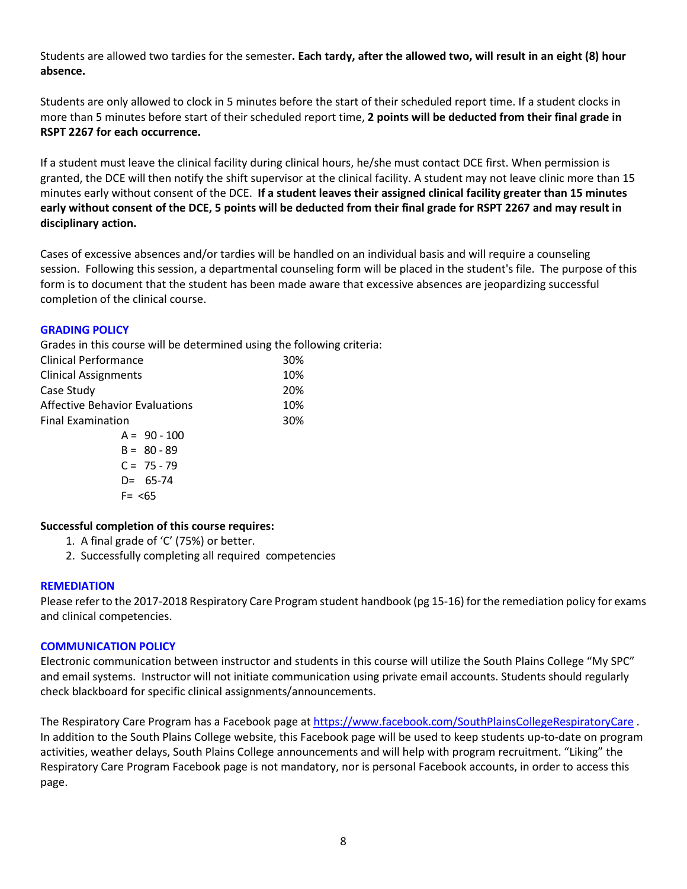Students are allowed two tardies for the semester**. Each tardy, after the allowed two, will result in an eight (8) hour absence.**

Students are only allowed to clock in 5 minutes before the start of their scheduled report time. If a student clocks in more than 5 minutes before start of their scheduled report time, **2 points will be deducted from their final grade in RSPT 2267 for each occurrence.**

If a student must leave the clinical facility during clinical hours, he/she must contact DCE first. When permission is granted, the DCE will then notify the shift supervisor at the clinical facility. A student may not leave clinic more than 15 minutes early without consent of the DCE. **If a student leaves their assigned clinical facility greater than 15 minutes early without consent of the DCE, 5 points will be deducted from their final grade for RSPT 2267 and may result in disciplinary action.**

Cases of excessive absences and/or tardies will be handled on an individual basis and will require a counseling session. Following this session, a departmental counseling form will be placed in the student's file. The purpose of this form is to document that the student has been made aware that excessive absences are jeopardizing successful completion of the clinical course.

## GRADING POLICY

Grades in this course will be determined using the following criteria:

| Criteria | Weight |
|---|---|
| Clinical Performance | 30% |
| Clinical Assignments | 10% |
| Case Study | 20% |
| Affective Behavior Evaluations | 10% |
| Final Examination | 30% |

A = 90 - 100
B = 80 - 89
C = 75 - 79
D= 65-74
F= <65

**Successful completion of this course requires:**

1. A final grade of 'C' (75%) or better.
2. Successfully completing all required competencies

## REMEDIATION

Please refer to the 2017-2018 Respiratory Care Program student handbook (pg 15-16) for the remediation policy for exams and clinical competencies.

## COMMUNICATION POLICY

Electronic communication between instructor and students in this course will utilize the South Plains College "My SPC" and email systems. Instructor will not initiate communication using private email accounts. Students should regularly check blackboard for specific clinical assignments/announcements.

The Respiratory Care Program has a Facebook page at https://www.facebook.com/SouthPlainsCollegeRespiratoryCare . In addition to the South Plains College website, this Facebook page will be used to keep students up-to-date on program activities, weather delays, South Plains College announcements and will help with program recruitment. "Liking" the Respiratory Care Program Facebook page is not mandatory, nor is personal Facebook accounts, in order to access this page.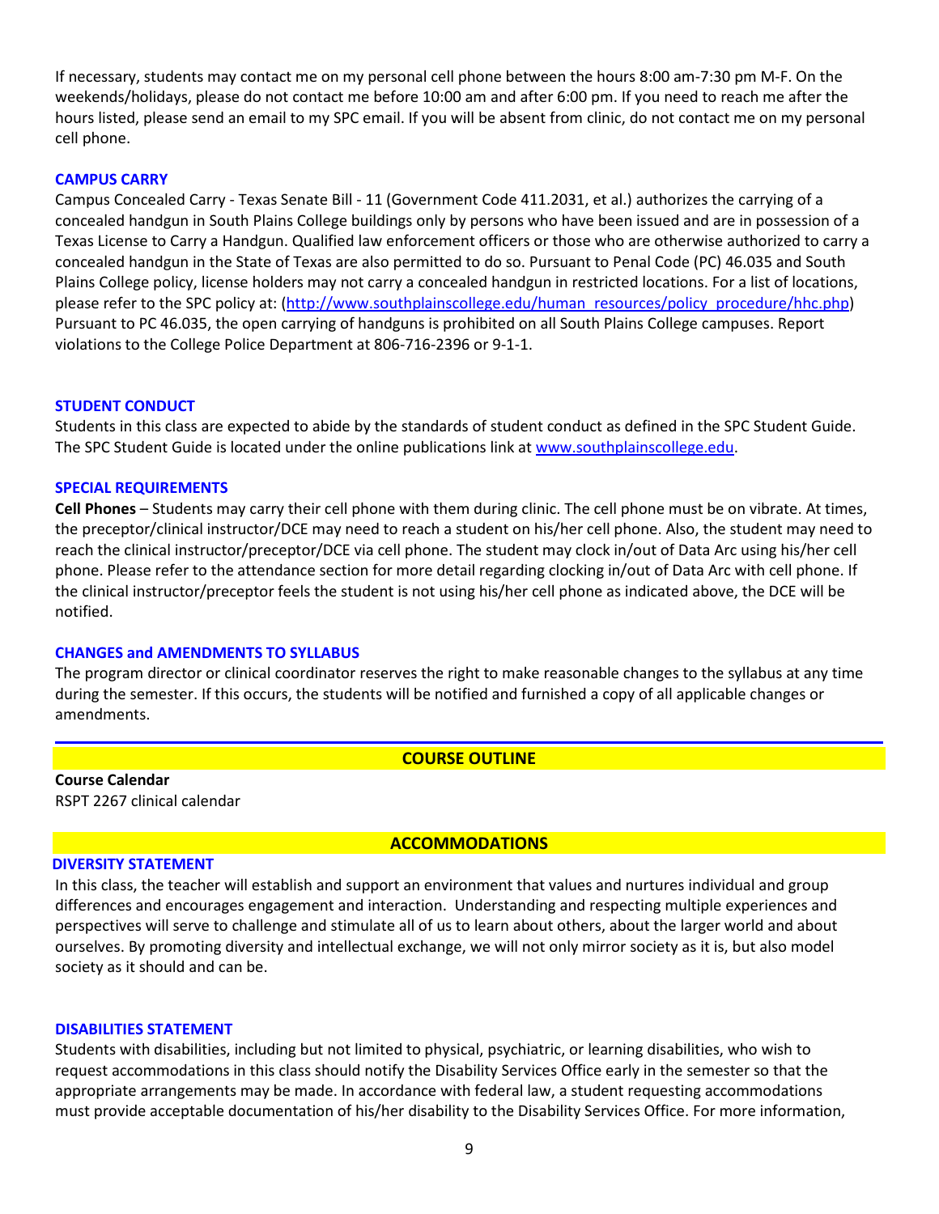If necessary, students may contact me on my personal cell phone between the hours 8:00 am-7:30 pm M-F. On the weekends/holidays, please do not contact me before 10:00 am and after 6:00 pm. If you need to reach me after the hours listed, please send an email to my SPC email. If you will be absent from clinic, do not contact me on my personal cell phone.

### CAMPUS CARRY

Campus Concealed Carry - Texas Senate Bill - 11 (Government Code 411.2031, et al.) authorizes the carrying of a concealed handgun in South Plains College buildings only by persons who have been issued and are in possession of a Texas License to Carry a Handgun. Qualified law enforcement officers or those who are otherwise authorized to carry a concealed handgun in the State of Texas are also permitted to do so. Pursuant to Penal Code (PC) 46.035 and South Plains College policy, license holders may not carry a concealed handgun in restricted locations. For a list of locations, please refer to the SPC policy at: (http://www.southplainscollege.edu/human_resources/policy_procedure/hhc.php) Pursuant to PC 46.035, the open carrying of handguns is prohibited on all South Plains College campuses. Report violations to the College Police Department at 806-716-2396 or 9-1-1.

### STUDENT CONDUCT

Students in this class are expected to abide by the standards of student conduct as defined in the SPC Student Guide. The SPC Student Guide is located under the online publications link at www.southplainscollege.edu.

### SPECIAL REQUIREMENTS

**Cell Phones** – Students may carry their cell phone with them during clinic. The cell phone must be on vibrate. At times, the preceptor/clinical instructor/DCE may need to reach a student on his/her cell phone. Also, the student may need to reach the clinical instructor/preceptor/DCE via cell phone. The student may clock in/out of Data Arc using his/her cell phone. Please refer to the attendance section for more detail regarding clocking in/out of Data Arc with cell phone. If the clinical instructor/preceptor feels the student is not using his/her cell phone as indicated above, the DCE will be notified.

### CHANGES and AMENDMENTS TO SYLLABUS

The program director or clinical coordinator reserves the right to make reasonable changes to the syllabus at any time during the semester. If this occurs, the students will be notified and furnished a copy of all applicable changes or amendments.

## COURSE OUTLINE

**Course Calendar**
RSPT 2267 clinical calendar

## ACCOMMODATIONS

### DIVERSITY STATEMENT

In this class, the teacher will establish and support an environment that values and nurtures individual and group differences and encourages engagement and interaction. Understanding and respecting multiple experiences and perspectives will serve to challenge and stimulate all of us to learn about others, about the larger world and about ourselves. By promoting diversity and intellectual exchange, we will not only mirror society as it is, but also model society as it should and can be.

### DISABILITIES STATEMENT

Students with disabilities, including but not limited to physical, psychiatric, or learning disabilities, who wish to request accommodations in this class should notify the Disability Services Office early in the semester so that the appropriate arrangements may be made. In accordance with federal law, a student requesting accommodations must provide acceptable documentation of his/her disability to the Disability Services Office. For more information,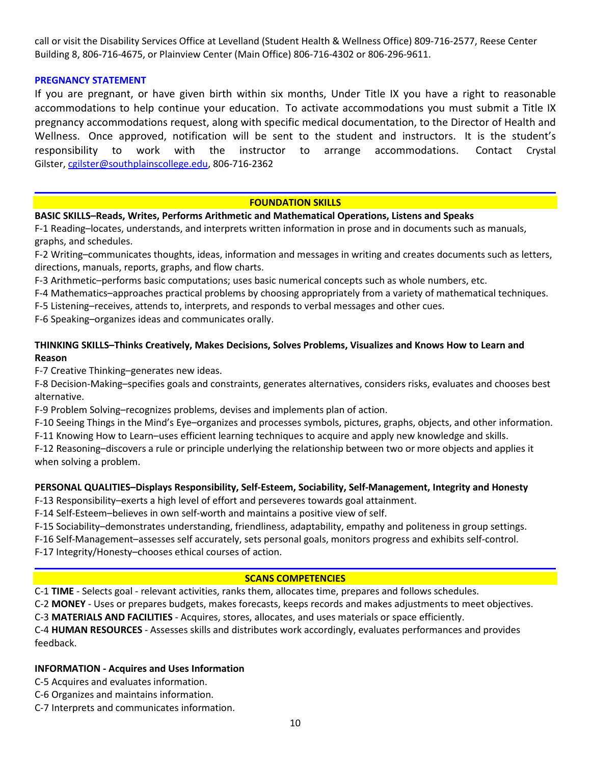call or visit the Disability Services Office at Levelland (Student Health & Wellness Office) 809-716-2577, Reese Center Building 8, 806-716-4675, or Plainview Center (Main Office) 806-716-4302 or 806-296-9611.

**PREGNANCY STATEMENT**

If you are pregnant, or have given birth within six months, Under Title IX you have a right to reasonable accommodations to help continue your education. To activate accommodations you must submit a Title IX pregnancy accommodations request, along with specific medical documentation, to the Director of Health and Wellness. Once approved, notification will be sent to the student and instructors. It is the student's responsibility to work with the instructor to arrange accommodations. Contact Crystal Gilster, cgilster@southplainscollege.edu, 806-716-2362

## FOUNDATION SKILLS

**BASIC SKILLS–Reads, Writes, Performs Arithmetic and Mathematical Operations, Listens and Speaks**

F-1 Reading–locates, understands, and interprets written information in prose and in documents such as manuals, graphs, and schedules.

F-2 Writing–communicates thoughts, ideas, information and messages in writing and creates documents such as letters, directions, manuals, reports, graphs, and flow charts.

F-3 Arithmetic–performs basic computations; uses basic numerical concepts such as whole numbers, etc.

F-4 Mathematics–approaches practical problems by choosing appropriately from a variety of mathematical techniques.

F-5 Listening–receives, attends to, interprets, and responds to verbal messages and other cues.

F-6 Speaking–organizes ideas and communicates orally.

**THINKING SKILLS–Thinks Creatively, Makes Decisions, Solves Problems, Visualizes and Knows How to Learn and Reason**

F-7 Creative Thinking–generates new ideas.

F-8 Decision-Making–specifies goals and constraints, generates alternatives, considers risks, evaluates and chooses best alternative.

F-9 Problem Solving–recognizes problems, devises and implements plan of action.

F-10 Seeing Things in the Mind's Eye–organizes and processes symbols, pictures, graphs, objects, and other information.

F-11 Knowing How to Learn–uses efficient learning techniques to acquire and apply new knowledge and skills.

F-12 Reasoning–discovers a rule or principle underlying the relationship between two or more objects and applies it when solving a problem.

**PERSONAL QUALITIES–Displays Responsibility, Self-Esteem, Sociability, Self-Management, Integrity and Honesty**

F-13 Responsibility–exerts a high level of effort and perseveres towards goal attainment.

F-14 Self-Esteem–believes in own self-worth and maintains a positive view of self.

F-15 Sociability–demonstrates understanding, friendliness, adaptability, empathy and politeness in group settings.

F-16 Self-Management–assesses self accurately, sets personal goals, monitors progress and exhibits self-control.

F-17 Integrity/Honesty–chooses ethical courses of action.

## SCANS COMPETENCIES

C-1 **TIME** - Selects goal - relevant activities, ranks them, allocates time, prepares and follows schedules.

C-2 **MONEY** - Uses or prepares budgets, makes forecasts, keeps records and makes adjustments to meet objectives.

C-3 **MATERIALS AND FACILITIES** - Acquires, stores, allocates, and uses materials or space efficiently.

C-4 **HUMAN RESOURCES** - Assesses skills and distributes work accordingly, evaluates performances and provides feedback.

**INFORMATION - Acquires and Uses Information**

C-5 Acquires and evaluates information.

C-6 Organizes and maintains information.

C-7 Interprets and communicates information.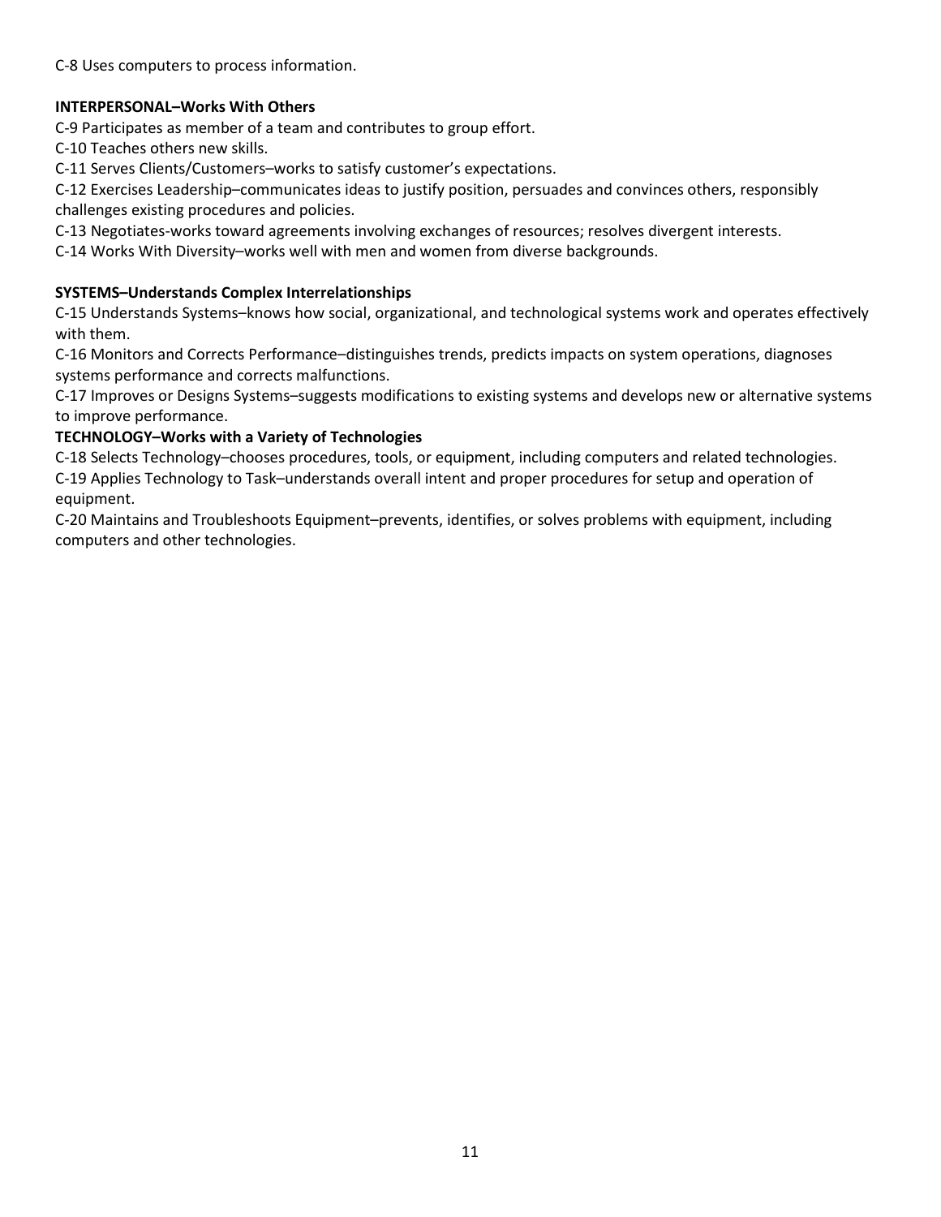C-8 Uses computers to process information.

**INTERPERSONAL–Works With Others**

C-9 Participates as member of a team and contributes to group effort.

C-10 Teaches others new skills.

C-11 Serves Clients/Customers–works to satisfy customer's expectations.

C-12 Exercises Leadership–communicates ideas to justify position, persuades and convinces others, responsibly challenges existing procedures and policies.

C-13 Negotiates-works toward agreements involving exchanges of resources; resolves divergent interests.

C-14 Works With Diversity–works well with men and women from diverse backgrounds.

**SYSTEMS–Understands Complex Interrelationships**

C-15 Understands Systems–knows how social, organizational, and technological systems work and operates effectively with them.

C-16 Monitors and Corrects Performance–distinguishes trends, predicts impacts on system operations, diagnoses systems performance and corrects malfunctions.

C-17 Improves or Designs Systems–suggests modifications to existing systems and develops new or alternative systems to improve performance.

**TECHNOLOGY–Works with a Variety of Technologies**

C-18 Selects Technology–chooses procedures, tools, or equipment, including computers and related technologies.

C-19 Applies Technology to Task–understands overall intent and proper procedures for setup and operation of equipment.

C-20 Maintains and Troubleshoots Equipment–prevents, identifies, or solves problems with equipment, including computers and other technologies.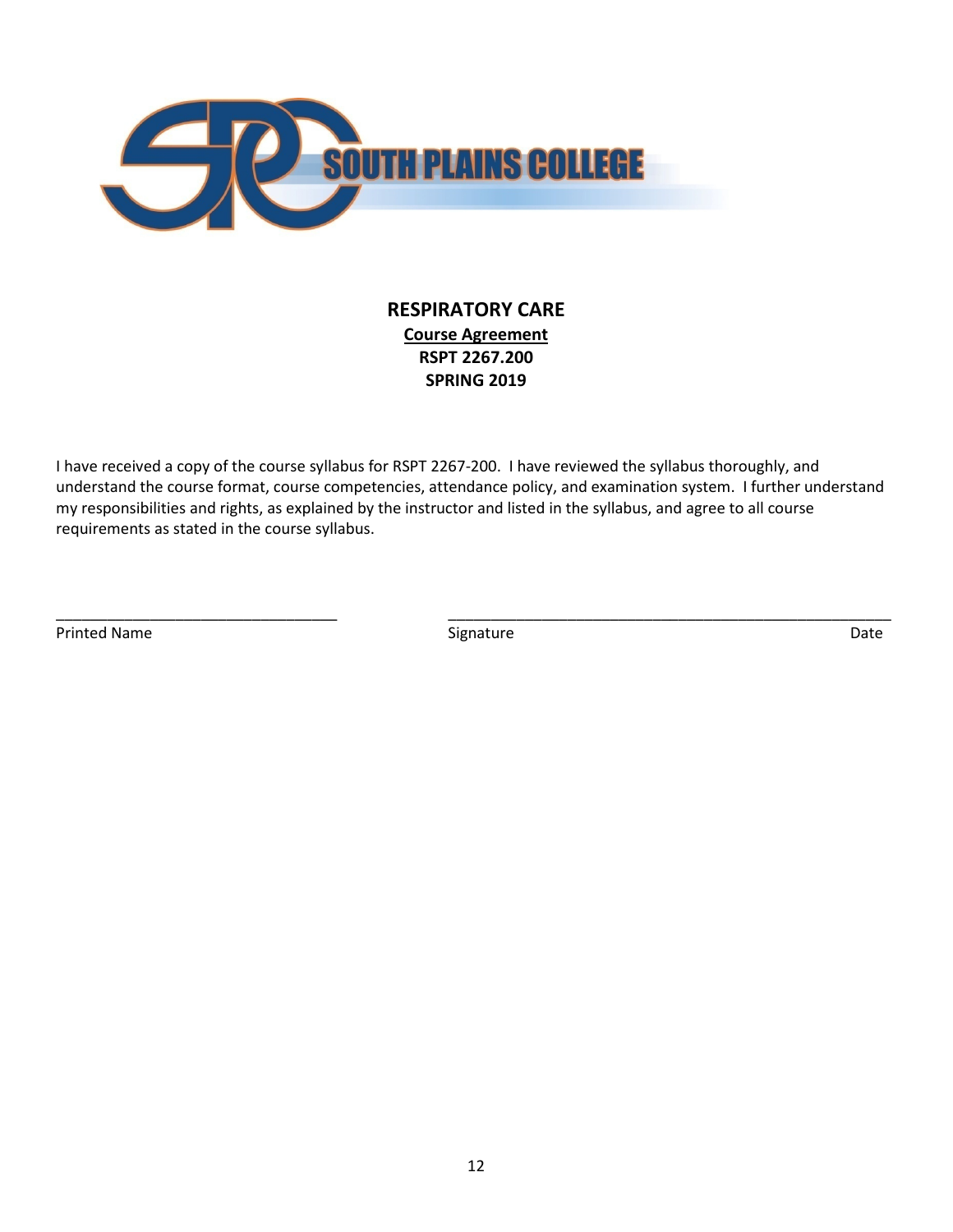SOUTH PLAINS COLLEGE

## RESPIRATORY CARE

**Course Agreement**

**RSPT 2267.200**

**SPRING 2019**

I have received a copy of the course syllabus for RSPT 2267-200. I have reviewed the syllabus thoroughly, and understand the course format, course competencies, attendance policy, and examination system. I further understand my responsibilities and rights, as explained by the instructor and listed in the syllabus, and agree to all course requirements as stated in the course syllabus.

_________________________________ _____________________________________________________

Printed Name Signature Date